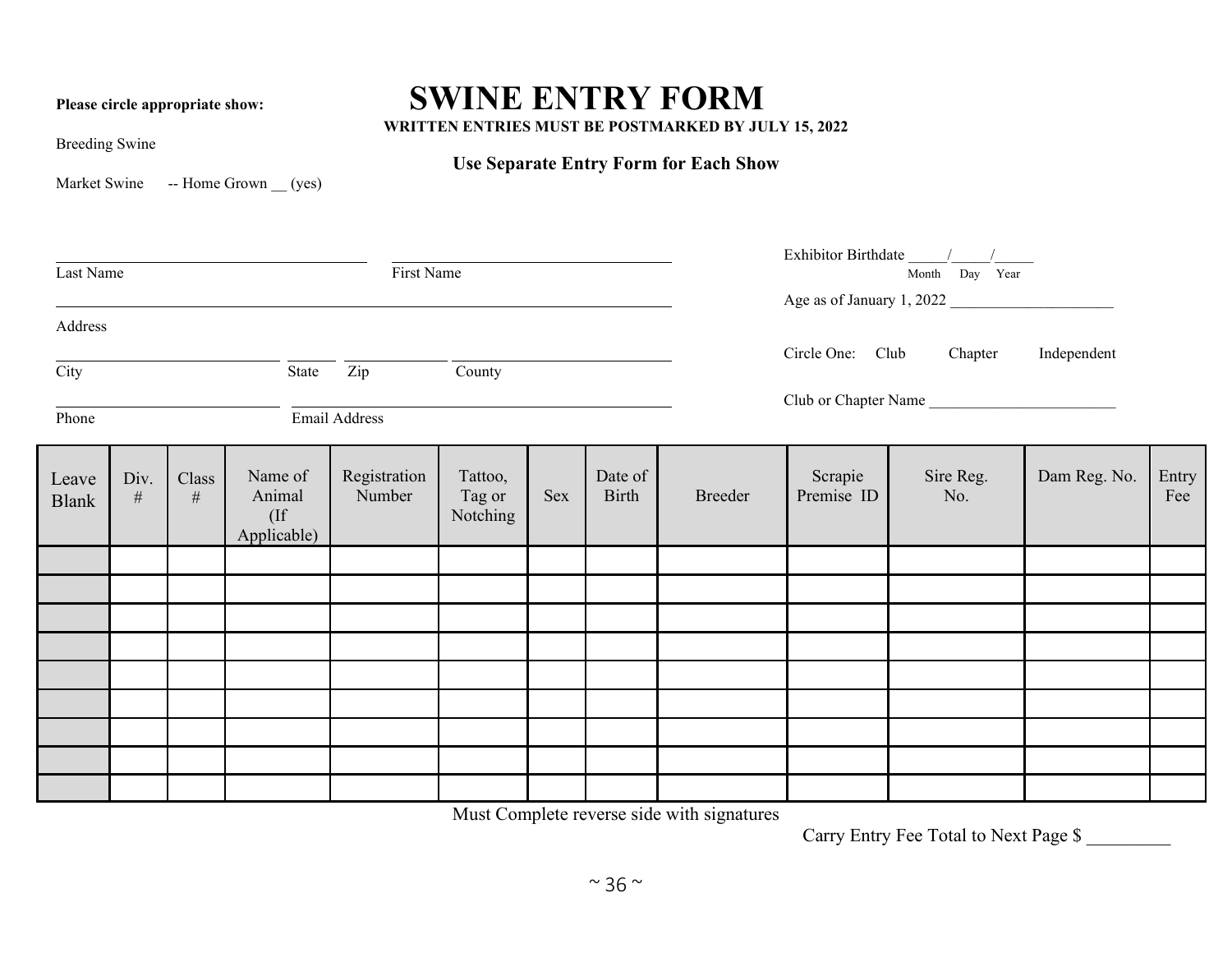**Please circle appropriate show:**

Breeding Swine

Market Swine -- Home Grown __ (yes)

# SWINE ENTRY FORM

**WRITTEN ENTRIES MUST BE POSTMARKED BY JULY 15, 2022**

**Use Separate Entry Form for Each Show**

________________________ ________________________
Last Name First Name

________________________________________________
Address

________________ ______ ________ ________________
City State Zip County

________________ ________________________________
Phone Email Address

Exhibitor Birthdate _____/_____/_____
Month Day Year

Age as of January 1, 2022 ____________________

Circle One: Club Chapter Independent

Club or Chapter Name _______________________

| Leave Blank | Div. # | Class # | Name of Animal (If Applicable) | Registration Number | Tattoo, Tag or Notching | Sex | Date of Birth | Breeder | Scrapie Premise ID | Sire Reg. No. | Dam Reg. No. | Entry Fee |
|---|---|---|---|---|---|---|---|---|---|---|---|---|
| | | | | | | | | | | | | |
| | | | | | | | | | | | | |
| | | | | | | | | | | | | |
| | | | | | | | | | | | | |
| | | | | | | | | | | | | |
| | | | | | | | | | | | | |
| | | | | | | | | | | | | |
| | | | | | | | | | | | | |
| | | | | | | | | | | | | |

Must Complete reverse side with signatures

Carry Entry Fee Total to Next Page $ _________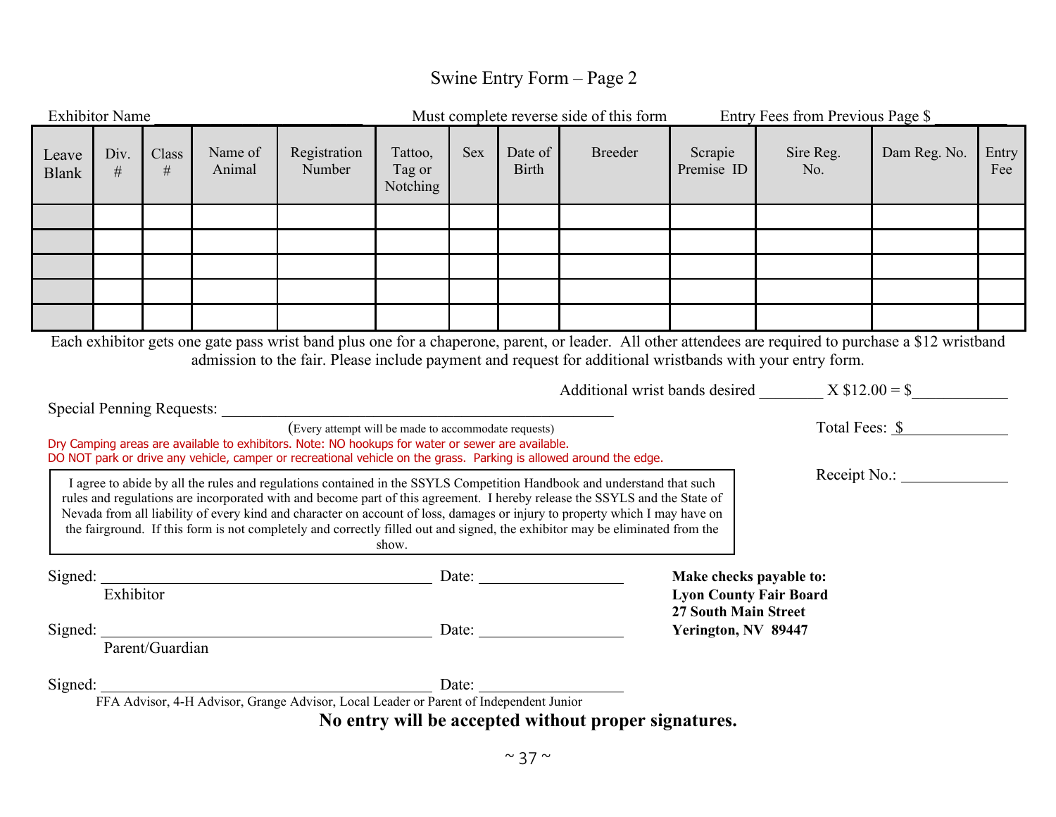# Swine Entry Form – Page 2

Exhibitor Name ____________________ Must complete reverse side of this form Entry Fees from Previous Page $ ________

| Leave Blank | Div. # | Class # | Name of Animal | Registration Number | Tattoo, Tag or Notching | Sex | Date of Birth | Breeder | Scrapie Premise ID | Sire Reg. No. | Dam Reg. No. | Entry Fee |
|---|---|---|---|---|---|---|---|---|---|---|---|---|
| | | | | | | | | | | | | |
| | | | | | | | | | | | | |
| | | | | | | | | | | | | |
| | | | | | | | | | | | | |
| | | | | | | | | | | | | |

Each exhibitor gets one gate pass wrist band plus one for a chaperone, parent, or leader. All other attendees are required to purchase a $12 wristband admission to the fair. Please include payment and request for additional wristbands with your entry form.

Additional wrist bands desired ________ X $12.00 = $____________

Special Penning Requests: ______________________________________________

(Every attempt will be made to accommodate requests)

Total Fees: $______________

Dry Camping areas are available to exhibitors. Note: NO hookups for water or sewer are available.
DO NOT park or drive any vehicle, camper or recreational vehicle on the grass. Parking is allowed around the edge.

Receipt No.: _____________

> I agree to abide by all the rules and regulations contained in the SSYLS Competition Handbook and understand that such rules and regulations are incorporated with and become part of this agreement. I hereby release the SSYLS and the State of Nevada from all liability of every kind and character on account of loss, damages or injury to property which I may have on the fairground. If this form is not completely and correctly filled out and signed, the exhibitor may be eliminated from the show.

Signed: ________________________________________ Date: __________________
Exhibitor

Signed: ________________________________________ Date: __________________
Parent/Guardian

Signed: ________________________________________ Date: __________________
FFA Advisor, 4-H Advisor, Grange Advisor, Local Leader or Parent of Independent Junior

**Make checks payable to:**
**Lyon County Fair Board**
**27 South Main Street**
**Yerington, NV 89447**

**No entry will be accepted without proper signatures.**